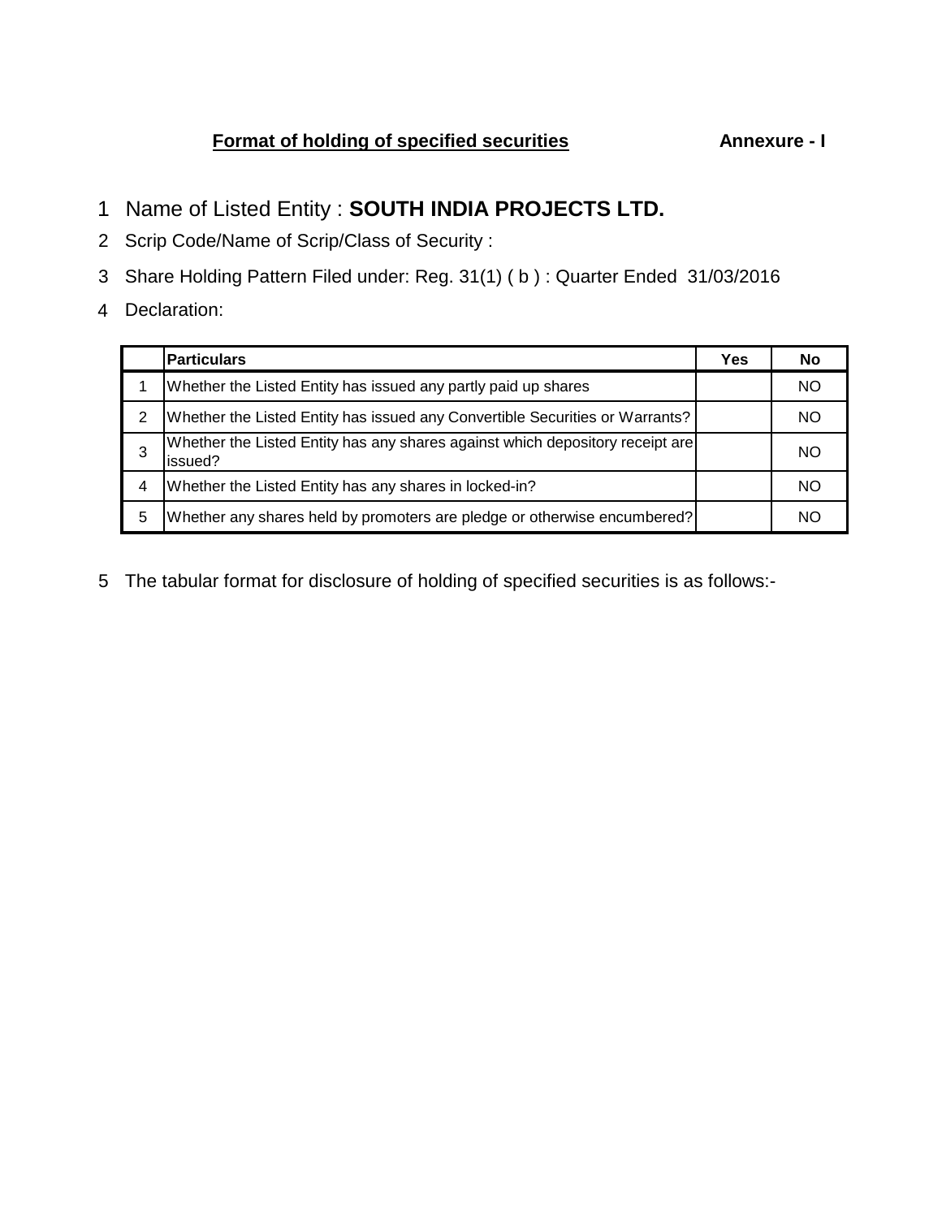**<u>Format of holding of specified securities</u>** **Annexure - I**

1 Name of Listed Entity : **SOUTH INDIA PROJECTS LTD.**

2 Scrip Code/Name of Scrip/Class of Security :

3 Share Holding Pattern Filed under: Reg. 31(1) ( b ) : Quarter Ended 31/03/2016

4 Declaration:

| | Particulars | Yes | No |
|---|---|---|---|
| 1 | Whether the Listed Entity has issued any partly paid up shares | | NO |
| 2 | Whether the Listed Entity has issued any Convertible Securities or Warrants? | | NO |
| 3 | Whether the Listed Entity has any shares against which depository receipt are issued? | | NO |
| 4 | Whether the Listed Entity has any shares in locked-in? | | NO |
| 5 | Whether any shares held by promoters are pledge or otherwise encumbered? | | NO |

5 The tabular format for disclosure of holding of specified securities is as follows:-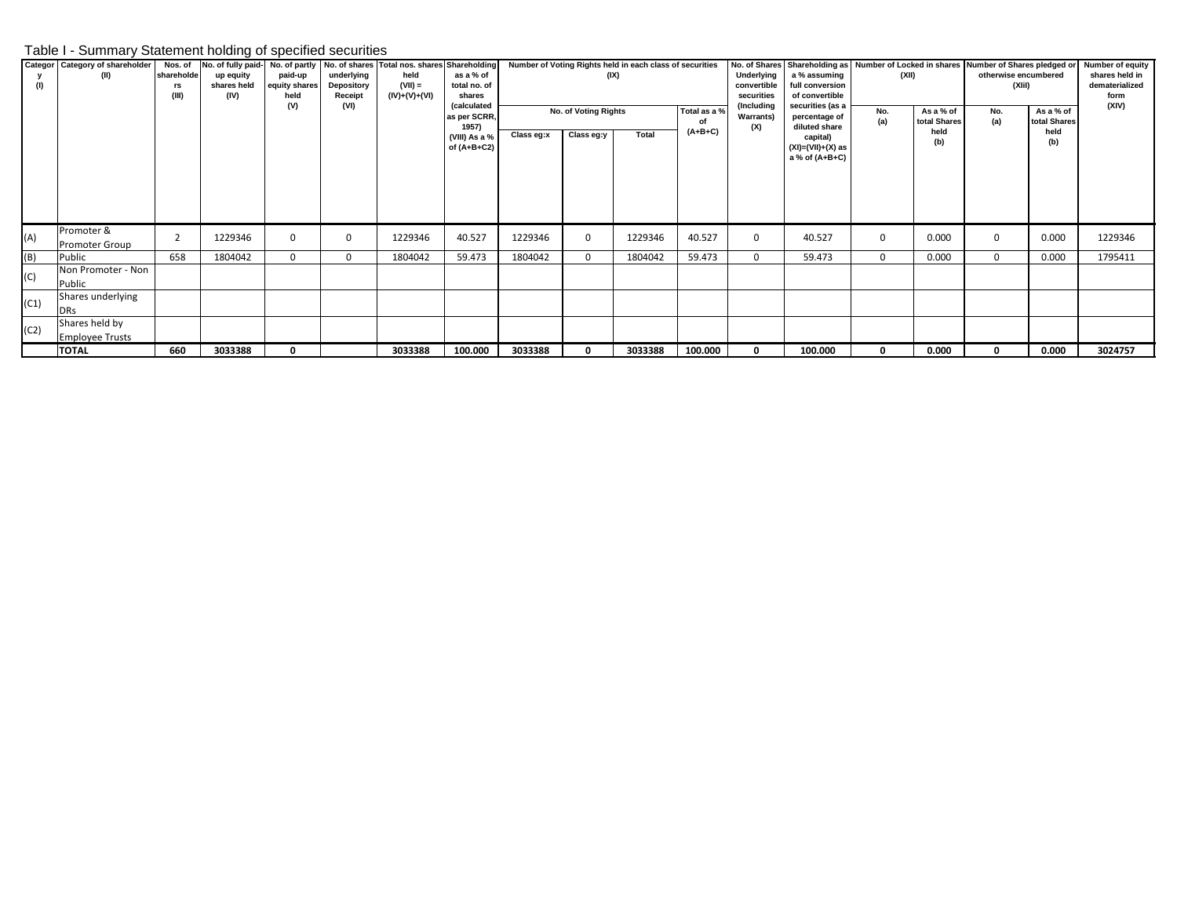## Table I - Summary Statement holding of specified securities

| Category (I) | Category of shareholder (II) | Nos. of shareholders (III) | No. of fully paid-up equity shares held (IV) | No. of partly paid-up equity shares held (V) | No. of shares underlying Depository Receipt (VI) | Total nos. shares held (VII) = (IV)+(V)+(VI) | Shareholding as a % of total no. of shares (calculated as per SCRR, 1957) (VIII) As a % of (A+B+C2) | Number of Voting Rights held in each class of securities (IX) | | | | No. of Shares Underlying convertible securities (Including Warrants) (X) | Shareholding as a % assuming full conversion of convertible securities (as a percentage of diluted share capital) (XI)=(VII)+(X) as a % of (A+B+C) | Number of Locked in shares (XII) | | Number of Shares pledged or otherwise encumbered (XIii) | | Number of equity shares held in dematerialized form (XIV) |
|---|---|---|---|---|---|---|---|---|---|---|---|---|---|---|---|---|---|---|
| | | | | | | | | No. of Voting Rights | | | Total as a % of (A+B+C) | | | No. (a) | As a % of total Shares held (b) | No. (a) | As a % of total Shares held (b) | |
| | | | | | | | | Class eg:x | Class eg:y | Total | | | | | | | | |
| (A) | Promoter & Promoter Group | 2 | 1229346 | 0 | 0 | 1229346 | 40.527 | 1229346 | 0 | 1229346 | 40.527 | 0 | 40.527 | 0 | 0.000 | 0 | 0.000 | 1229346 |
| (B) | Public | 658 | 1804042 | 0 | 0 | 1804042 | 59.473 | 1804042 | 0 | 1804042 | 59.473 | 0 | 59.473 | 0 | 0.000 | 0 | 0.000 | 1795411 |
| (C) | Non Promoter - Non Public | | | | | | | | | | | | | | | | | |
| (C1) | Shares underlying DRs | | | | | | | | | | | | | | | | | |
| (C2) | Shares held by Employee Trusts | | | | | | | | | | | | | | | | | |
| | **TOTAL** | **660** | **3033388** | **0** | | **3033388** | **100.000** | **3033388** | **0** | **3033388** | **100.000** | **0** | **100.000** | **0** | **0.000** | **0** | **0.000** | **3024757** |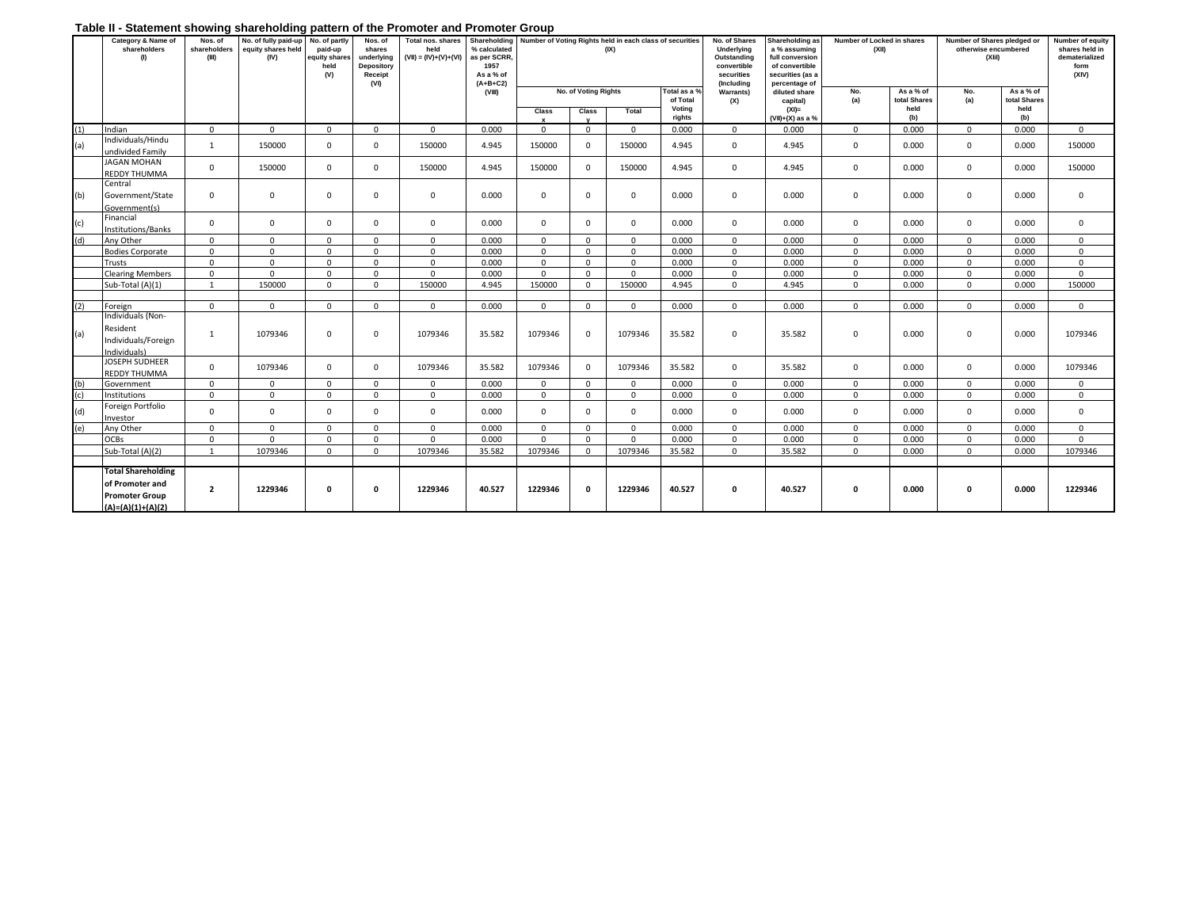## Table II - Statement showing shareholding pattern of the Promoter and Promoter Group

| | Category & Name of shareholders (I) | Nos. of shareholders (III) | No. of fully paid-up equity shares held (IV) | No. of partly paid-up equity shares held (V) | Nos. of shares underlying Depository Receipt (VI) | Total nos. shares held (VII) = (IV)+(V)+(VI) | Shareholding % calculated as per SCRR, 1957 As a % of (A+B+C2) (VIII) | Number of Voting Rights held in each class of securities (IX) | | | | No. of Shares Underlying Outstanding convertible securities (Including Warrants) (X) | Shareholding as a % assuming full conversion of convertible securities (as a percentage of diluted share capital) (XI)= (VII)+(X) as a % | Number of Locked in shares (XII) | | Number of Shares pledged or otherwise encumbered (XIII) | | Number of equity shares held in dematerialized form (XIV) |
|---|---|---|---|---|---|---|---|---|---|---|---|---|---|---|---|---|---|---|
| | | | | | | | | No. of Voting Rights | | | Total as a % of Total Voting rights | | | No. (a) | As a % of total Shares held (b) | No. (a) | As a % of total Shares held (b) | |
| | | | | | | | | Class x | Class y | Total | | | | | | | | |
| (1) | Indian | 0 | 0 | 0 | 0 | 0 | 0.000 | 0 | 0 | 0 | 0.000 | 0 | 0.000 | 0 | 0.000 | 0 | 0.000 | 0 |
| (a) | Individuals/Hindu undivided Family | 1 | 150000 | 0 | 0 | 150000 | 4.945 | 150000 | 0 | 150000 | 4.945 | 0 | 4.945 | 0 | 0.000 | 0 | 0.000 | 150000 |
| | JAGAN MOHAN REDDY THUMMA | 0 | 150000 | 0 | 0 | 150000 | 4.945 | 150000 | 0 | 150000 | 4.945 | 0 | 4.945 | 0 | 0.000 | 0 | 0.000 | 150000 |
| (b) | Central Government/State Government(s) | 0 | 0 | 0 | 0 | 0 | 0.000 | 0 | 0 | 0 | 0.000 | 0 | 0.000 | 0 | 0.000 | 0 | 0.000 | 0 |
| (c) | Financial Institutions/Banks | 0 | 0 | 0 | 0 | 0 | 0.000 | 0 | 0 | 0 | 0.000 | 0 | 0.000 | 0 | 0.000 | 0 | 0.000 | 0 |
| (d) | Any Other | 0 | 0 | 0 | 0 | 0 | 0.000 | 0 | 0 | 0 | 0.000 | 0 | 0.000 | 0 | 0.000 | 0 | 0.000 | 0 |
| | Bodies Corporate | 0 | 0 | 0 | 0 | 0 | 0.000 | 0 | 0 | 0 | 0.000 | 0 | 0.000 | 0 | 0.000 | 0 | 0.000 | 0 |
| | Trusts | 0 | 0 | 0 | 0 | 0 | 0.000 | 0 | 0 | 0 | 0.000 | 0 | 0.000 | 0 | 0.000 | 0 | 0.000 | 0 |
| | Clearing Members | 0 | 0 | 0 | 0 | 0 | 0.000 | 0 | 0 | 0 | 0.000 | 0 | 0.000 | 0 | 0.000 | 0 | 0.000 | 0 |
| | Sub-Total (A)(1) | 1 | 150000 | 0 | 0 | 150000 | 4.945 | 150000 | 0 | 150000 | 4.945 | 0 | 4.945 | 0 | 0.000 | 0 | 0.000 | 150000 |
| (2) | Foreign | 0 | 0 | 0 | 0 | 0 | 0.000 | 0 | 0 | 0 | 0.000 | 0 | 0.000 | 0 | 0.000 | 0 | 0.000 | 0 |
| (a) | Individuals (Non-Resident Individuals/Foreign Individuals) | 1 | 1079346 | 0 | 0 | 1079346 | 35.582 | 1079346 | 0 | 1079346 | 35.582 | 0 | 35.582 | 0 | 0.000 | 0 | 0.000 | 1079346 |
| | JOSEPH SUDHEER REDDY THUMMA | 0 | 1079346 | 0 | 0 | 1079346 | 35.582 | 1079346 | 0 | 1079346 | 35.582 | 0 | 35.582 | 0 | 0.000 | 0 | 0.000 | 1079346 |
| (b) | Government | 0 | 0 | 0 | 0 | 0 | 0.000 | 0 | 0 | 0 | 0.000 | 0 | 0.000 | 0 | 0.000 | 0 | 0.000 | 0 |
| (c) | Institutions | 0 | 0 | 0 | 0 | 0 | 0.000 | 0 | 0 | 0 | 0.000 | 0 | 0.000 | 0 | 0.000 | 0 | 0.000 | 0 |
| (d) | Foreign Portfolio Investor | 0 | 0 | 0 | 0 | 0 | 0.000 | 0 | 0 | 0 | 0.000 | 0 | 0.000 | 0 | 0.000 | 0 | 0.000 | 0 |
| (e) | Any Other | 0 | 0 | 0 | 0 | 0 | 0.000 | 0 | 0 | 0 | 0.000 | 0 | 0.000 | 0 | 0.000 | 0 | 0.000 | 0 |
| | OCBs | 0 | 0 | 0 | 0 | 0 | 0.000 | 0 | 0 | 0 | 0.000 | 0 | 0.000 | 0 | 0.000 | 0 | 0.000 | 0 |
| | Sub-Total (A)(2) | 1 | 1079346 | 0 | 0 | 1079346 | 35.582 | 1079346 | 0 | 1079346 | 35.582 | 0 | 35.582 | 0 | 0.000 | 0 | 0.000 | 1079346 |
| | **Total Shareholding of Promoter and Promoter Group (A)=(A)(1)+(A)(2)** | **2** | **1229346** | **0** | **0** | **1229346** | **40.527** | **1229346** | **0** | **1229346** | **40.527** | **0** | **40.527** | **0** | **0.000** | **0** | **0.000** | **1229346** |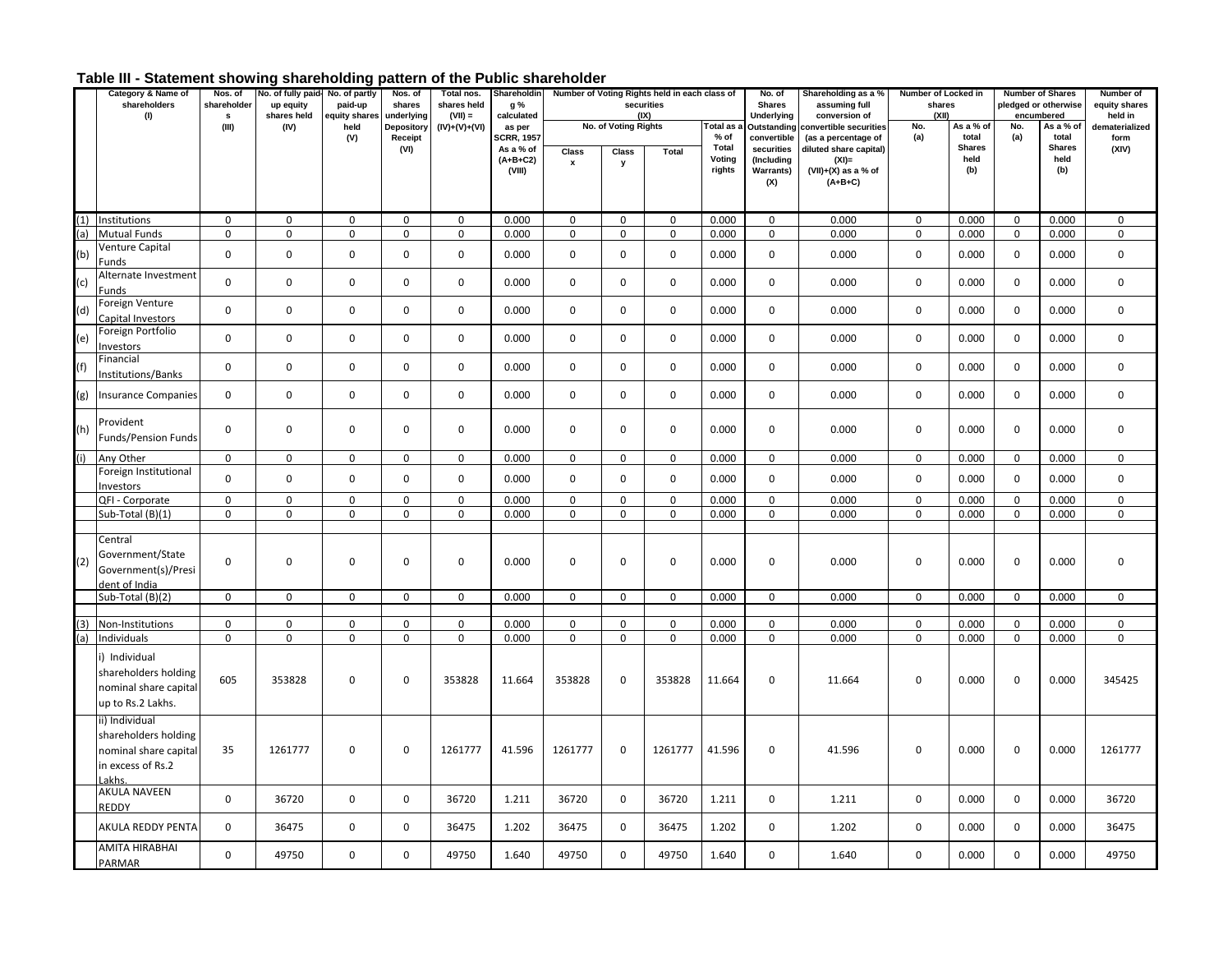## Table III - Statement showing shareholding pattern of the Public shareholder

| | Category & Name of shareholders (I) | Nos. of shareholders (III) | No. of fully paid-up equity shares held (IV) | No. of partly paid-up equity shares held (V) | Nos. of shares underlying Depository Receipt (VI) | Total nos. shares held (VII) = (IV)+(V)+(VI) | Shareholding % calculated as per SCRR, 1957 As a % of (A+B+C2) (VIII) | Number of Voting Rights held in each class of securities (IX) | | | | No. of Shares Underlying Outstanding convertible securities (Including Warrants) (X) | Shareholding as a % assuming full conversion of convertible securities (as a percentage of diluted share capital) (XI)= (VII)+(X) as a % of (A+B+C) | Number of Locked in shares (XII) | | Number of Shares pledged or otherwise encumbered | | Number of equity shares held in dematerialized form (XIV) |
|---|---|---|---|---|---|---|---|---|---|---|---|---|---|---|---|---|---|---|
| | | | | | | | | No. of Voting Rights | | | Total as a % of Total Voting rights | | | No. (a) | As a % of total Shares held (b) | No. (a) | As a % of total Shares held (b) | |
| | | | | | | | | Class x | Class y | Total | | | | | | | | |
| (1) | Institutions | 0 | 0 | 0 | 0 | 0 | 0.000 | 0 | 0 | 0 | 0.000 | 0 | 0.000 | 0 | 0.000 | 0 | 0.000 | 0 |
| (a) | Mutual Funds | 0 | 0 | 0 | 0 | 0 | 0.000 | 0 | 0 | 0 | 0.000 | 0 | 0.000 | 0 | 0.000 | 0 | 0.000 | 0 |
| (b) | Venture Capital Funds | 0 | 0 | 0 | 0 | 0 | 0.000 | 0 | 0 | 0 | 0.000 | 0 | 0.000 | 0 | 0.000 | 0 | 0.000 | 0 |
| (c) | Alternate Investment Funds | 0 | 0 | 0 | 0 | 0 | 0.000 | 0 | 0 | 0 | 0.000 | 0 | 0.000 | 0 | 0.000 | 0 | 0.000 | 0 |
| (d) | Foreign Venture Capital Investors | 0 | 0 | 0 | 0 | 0 | 0.000 | 0 | 0 | 0 | 0.000 | 0 | 0.000 | 0 | 0.000 | 0 | 0.000 | 0 |
| (e) | Foreign Portfolio Investors | 0 | 0 | 0 | 0 | 0 | 0.000 | 0 | 0 | 0 | 0.000 | 0 | 0.000 | 0 | 0.000 | 0 | 0.000 | 0 |
| (f) | Financial Institutions/Banks | 0 | 0 | 0 | 0 | 0 | 0.000 | 0 | 0 | 0 | 0.000 | 0 | 0.000 | 0 | 0.000 | 0 | 0.000 | 0 |
| (g) | Insurance Companies | 0 | 0 | 0 | 0 | 0 | 0.000 | 0 | 0 | 0 | 0.000 | 0 | 0.000 | 0 | 0.000 | 0 | 0.000 | 0 |
| (h) | Provident Funds/Pension Funds | 0 | 0 | 0 | 0 | 0 | 0.000 | 0 | 0 | 0 | 0.000 | 0 | 0.000 | 0 | 0.000 | 0 | 0.000 | 0 |
| (i) | Any Other | 0 | 0 | 0 | 0 | 0 | 0.000 | 0 | 0 | 0 | 0.000 | 0 | 0.000 | 0 | 0.000 | 0 | 0.000 | 0 |
| | Foreign Institutional Investors | 0 | 0 | 0 | 0 | 0 | 0.000 | 0 | 0 | 0 | 0.000 | 0 | 0.000 | 0 | 0.000 | 0 | 0.000 | 0 |
| | QFI - Corporate | 0 | 0 | 0 | 0 | 0 | 0.000 | 0 | 0 | 0 | 0.000 | 0 | 0.000 | 0 | 0.000 | 0 | 0.000 | 0 |
| | Sub-Total (B)(1) | 0 | 0 | 0 | 0 | 0 | 0.000 | 0 | 0 | 0 | 0.000 | 0 | 0.000 | 0 | 0.000 | 0 | 0.000 | 0 |
| (2) | Central Government/State Government(s)/President of India | 0 | 0 | 0 | 0 | 0 | 0.000 | 0 | 0 | 0 | 0.000 | 0 | 0.000 | 0 | 0.000 | 0 | 0.000 | 0 |
| | Sub-Total (B)(2) | 0 | 0 | 0 | 0 | 0 | 0.000 | 0 | 0 | 0 | 0.000 | 0 | 0.000 | 0 | 0.000 | 0 | 0.000 | 0 |
| (3) | Non-Institutions | 0 | 0 | 0 | 0 | 0 | 0.000 | 0 | 0 | 0 | 0.000 | 0 | 0.000 | 0 | 0.000 | 0 | 0.000 | 0 |
| (a) | Individuals | 0 | 0 | 0 | 0 | 0 | 0.000 | 0 | 0 | 0 | 0.000 | 0 | 0.000 | 0 | 0.000 | 0 | 0.000 | 0 |
| | i) Individual shareholders holding nominal share capital up to Rs.2 Lakhs. | 605 | 353828 | 0 | 0 | 353828 | 11.664 | 353828 | 0 | 353828 | 11.664 | 0 | 11.664 | 0 | 0.000 | 0 | 0.000 | 345425 |
| | ii) Individual shareholders holding nominal share capital in excess of Rs.2 Lakhs. | 35 | 1261777 | 0 | 0 | 1261777 | 41.596 | 1261777 | 0 | 1261777 | 41.596 | 0 | 41.596 | 0 | 0.000 | 0 | 0.000 | 1261777 |
| | AKULA NAVEEN REDDY | 0 | 36720 | 0 | 0 | 36720 | 1.211 | 36720 | 0 | 36720 | 1.211 | 0 | 1.211 | 0 | 0.000 | 0 | 0.000 | 36720 |
| | AKULA REDDY PENTA | 0 | 36475 | 0 | 0 | 36475 | 1.202 | 36475 | 0 | 36475 | 1.202 | 0 | 1.202 | 0 | 0.000 | 0 | 0.000 | 36475 |
| | AMITA HIRABHAI PARMAR | 0 | 49750 | 0 | 0 | 49750 | 1.640 | 49750 | 0 | 49750 | 1.640 | 0 | 1.640 | 0 | 0.000 | 0 | 0.000 | 49750 |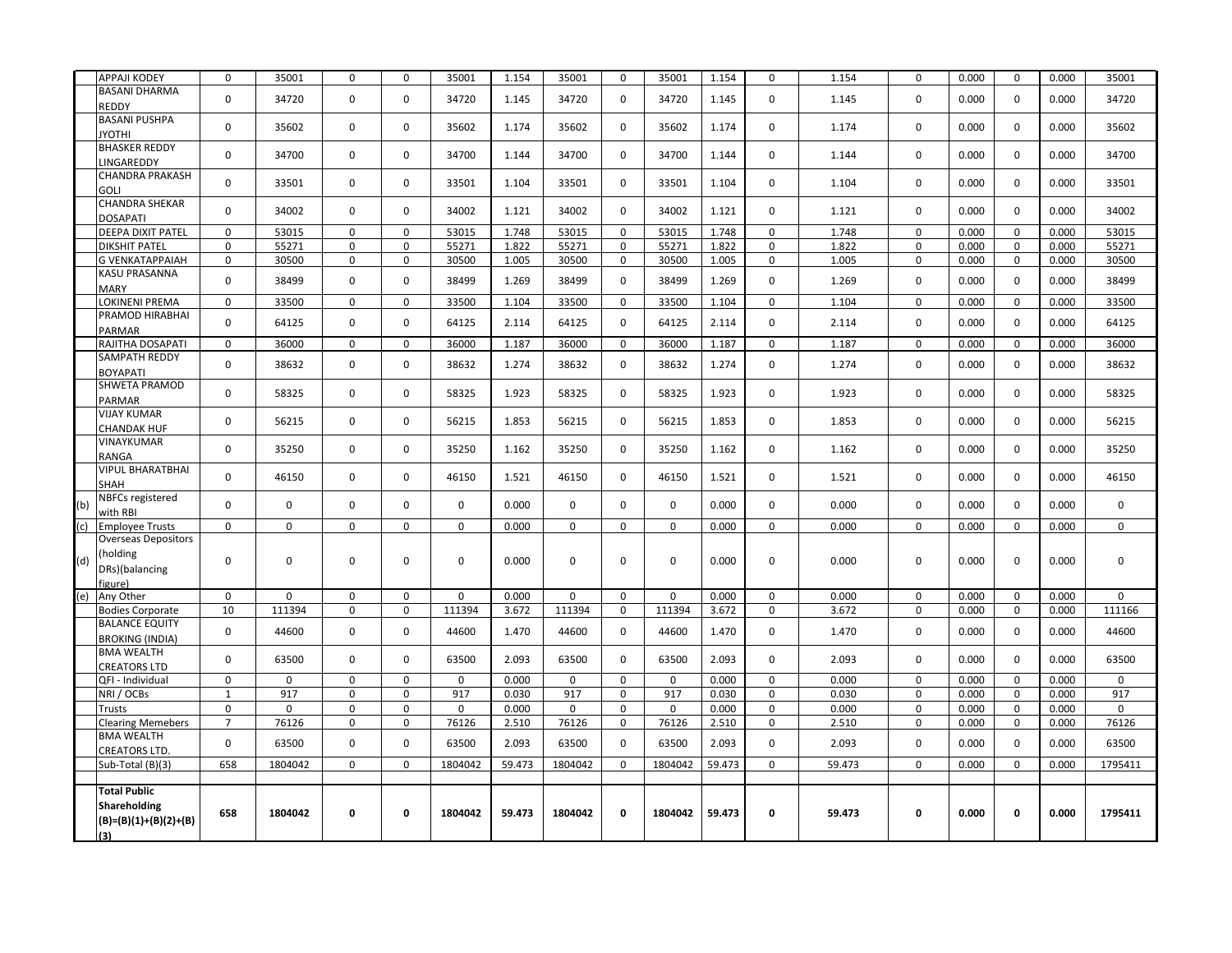| | | | | | | | | | | | | | | | | | | |
|---|---|---|---|---|---|---|---|---|---|---|---|---|---|---|---|---|---|---|
| | APPAJI KODEY | 0 | 35001 | 0 | 0 | 35001 | 1.154 | 35001 | 0 | 35001 | 1.154 | 0 | 1.154 | 0 | 0.000 | 0 | 0.000 | 35001 |
| | BASANI DHARMA REDDY | 0 | 34720 | 0 | 0 | 34720 | 1.145 | 34720 | 0 | 34720 | 1.145 | 0 | 1.145 | 0 | 0.000 | 0 | 0.000 | 34720 |
| | BASANI PUSHPA JYOTHI | 0 | 35602 | 0 | 0 | 35602 | 1.174 | 35602 | 0 | 35602 | 1.174 | 0 | 1.174 | 0 | 0.000 | 0 | 0.000 | 35602 |
| | BHASKER REDDY LINGAREDDY | 0 | 34700 | 0 | 0 | 34700 | 1.144 | 34700 | 0 | 34700 | 1.144 | 0 | 1.144 | 0 | 0.000 | 0 | 0.000 | 34700 |
| | CHANDRA PRAKASH GOLI | 0 | 33501 | 0 | 0 | 33501 | 1.104 | 33501 | 0 | 33501 | 1.104 | 0 | 1.104 | 0 | 0.000 | 0 | 0.000 | 33501 |
| | CHANDRA SHEKAR DOSAPATI | 0 | 34002 | 0 | 0 | 34002 | 1.121 | 34002 | 0 | 34002 | 1.121 | 0 | 1.121 | 0 | 0.000 | 0 | 0.000 | 34002 |
| | DEEPA DIXIT PATEL | 0 | 53015 | 0 | 0 | 53015 | 1.748 | 53015 | 0 | 53015 | 1.748 | 0 | 1.748 | 0 | 0.000 | 0 | 0.000 | 53015 |
| | DIKSHIT PATEL | 0 | 55271 | 0 | 0 | 55271 | 1.822 | 55271 | 0 | 55271 | 1.822 | 0 | 1.822 | 0 | 0.000 | 0 | 0.000 | 55271 |
| | G VENKATAPPAIAH | 0 | 30500 | 0 | 0 | 30500 | 1.005 | 30500 | 0 | 30500 | 1.005 | 0 | 1.005 | 0 | 0.000 | 0 | 0.000 | 30500 |
| | KASU PRASANNA MARY | 0 | 38499 | 0 | 0 | 38499 | 1.269 | 38499 | 0 | 38499 | 1.269 | 0 | 1.269 | 0 | 0.000 | 0 | 0.000 | 38499 |
| | LOKINENI PREMA | 0 | 33500 | 0 | 0 | 33500 | 1.104 | 33500 | 0 | 33500 | 1.104 | 0 | 1.104 | 0 | 0.000 | 0 | 0.000 | 33500 |
| | PRAMOD HIRABHAI PARMAR | 0 | 64125 | 0 | 0 | 64125 | 2.114 | 64125 | 0 | 64125 | 2.114 | 0 | 2.114 | 0 | 0.000 | 0 | 0.000 | 64125 |
| | RAJITHA DOSAPATI | 0 | 36000 | 0 | 0 | 36000 | 1.187 | 36000 | 0 | 36000 | 1.187 | 0 | 1.187 | 0 | 0.000 | 0 | 0.000 | 36000 |
| | SAMPATH REDDY BOYAPATI | 0 | 38632 | 0 | 0 | 38632 | 1.274 | 38632 | 0 | 38632 | 1.274 | 0 | 1.274 | 0 | 0.000 | 0 | 0.000 | 38632 |
| | SHWETA PRAMOD PARMAR | 0 | 58325 | 0 | 0 | 58325 | 1.923 | 58325 | 0 | 58325 | 1.923 | 0 | 1.923 | 0 | 0.000 | 0 | 0.000 | 58325 |
| | VIJAY KUMAR CHANDAK HUF | 0 | 56215 | 0 | 0 | 56215 | 1.853 | 56215 | 0 | 56215 | 1.853 | 0 | 1.853 | 0 | 0.000 | 0 | 0.000 | 56215 |
| | VINAYKUMAR RANGA | 0 | 35250 | 0 | 0 | 35250 | 1.162 | 35250 | 0 | 35250 | 1.162 | 0 | 1.162 | 0 | 0.000 | 0 | 0.000 | 35250 |
| | VIPUL BHARATBHAI SHAH | 0 | 46150 | 0 | 0 | 46150 | 1.521 | 46150 | 0 | 46150 | 1.521 | 0 | 1.521 | 0 | 0.000 | 0 | 0.000 | 46150 |
| (b) | NBFCs registered with RBI | 0 | 0 | 0 | 0 | 0 | 0.000 | 0 | 0 | 0 | 0.000 | 0 | 0.000 | 0 | 0.000 | 0 | 0.000 | 0 |
| (c) | Employee Trusts | 0 | 0 | 0 | 0 | 0 | 0.000 | 0 | 0 | 0 | 0.000 | 0 | 0.000 | 0 | 0.000 | 0 | 0.000 | 0 |
| (d) | Overseas Depositors (holding DRs)(balancing figure) | 0 | 0 | 0 | 0 | 0 | 0.000 | 0 | 0 | 0 | 0.000 | 0 | 0.000 | 0 | 0.000 | 0 | 0.000 | 0 |
| (e) | Any Other | 0 | 0 | 0 | 0 | 0 | 0.000 | 0 | 0 | 0 | 0.000 | 0 | 0.000 | 0 | 0.000 | 0 | 0.000 | 0 |
| | Bodies Corporate | 10 | 111394 | 0 | 0 | 111394 | 3.672 | 111394 | 0 | 111394 | 3.672 | 0 | 3.672 | 0 | 0.000 | 0 | 0.000 | 111166 |
| | BALANCE EQUITY BROKING (INDIA) | 0 | 44600 | 0 | 0 | 44600 | 1.470 | 44600 | 0 | 44600 | 1.470 | 0 | 1.470 | 0 | 0.000 | 0 | 0.000 | 44600 |
| | BMA WEALTH CREATORS LTD | 0 | 63500 | 0 | 0 | 63500 | 2.093 | 63500 | 0 | 63500 | 2.093 | 0 | 2.093 | 0 | 0.000 | 0 | 0.000 | 63500 |
| | QFI - Individual | 0 | 0 | 0 | 0 | 0 | 0.000 | 0 | 0 | 0 | 0.000 | 0 | 0.000 | 0 | 0.000 | 0 | 0.000 | 0 |
| | NRI / OCBs | 1 | 917 | 0 | 0 | 917 | 0.030 | 917 | 0 | 917 | 0.030 | 0 | 0.030 | 0 | 0.000 | 0 | 0.000 | 917 |
| | Trusts | 0 | 0 | 0 | 0 | 0 | 0.000 | 0 | 0 | 0 | 0.000 | 0 | 0.000 | 0 | 0.000 | 0 | 0.000 | 0 |
| | Clearing Memebers | 7 | 76126 | 0 | 0 | 76126 | 2.510 | 76126 | 0 | 76126 | 2.510 | 0 | 2.510 | 0 | 0.000 | 0 | 0.000 | 76126 |
| | BMA WEALTH CREATORS LTD. | 0 | 63500 | 0 | 0 | 63500 | 2.093 | 63500 | 0 | 63500 | 2.093 | 0 | 2.093 | 0 | 0.000 | 0 | 0.000 | 63500 |
| | Sub-Total (B)(3) | 658 | 1804042 | 0 | 0 | 1804042 | 59.473 | 1804042 | 0 | 1804042 | 59.473 | 0 | 59.473 | 0 | 0.000 | 0 | 0.000 | 1795411 |
| | | | | | | | | | | | | | | | | | | |
| | **Total Public Shareholding (B)=(B)(1)+(B)(2)+(B)(3)** | **658** | **1804042** | **0** | **0** | **1804042** | **59.473** | **1804042** | **0** | **1804042** | **59.473** | **0** | **59.473** | **0** | **0.000** | **0** | **0.000** | **1795411** |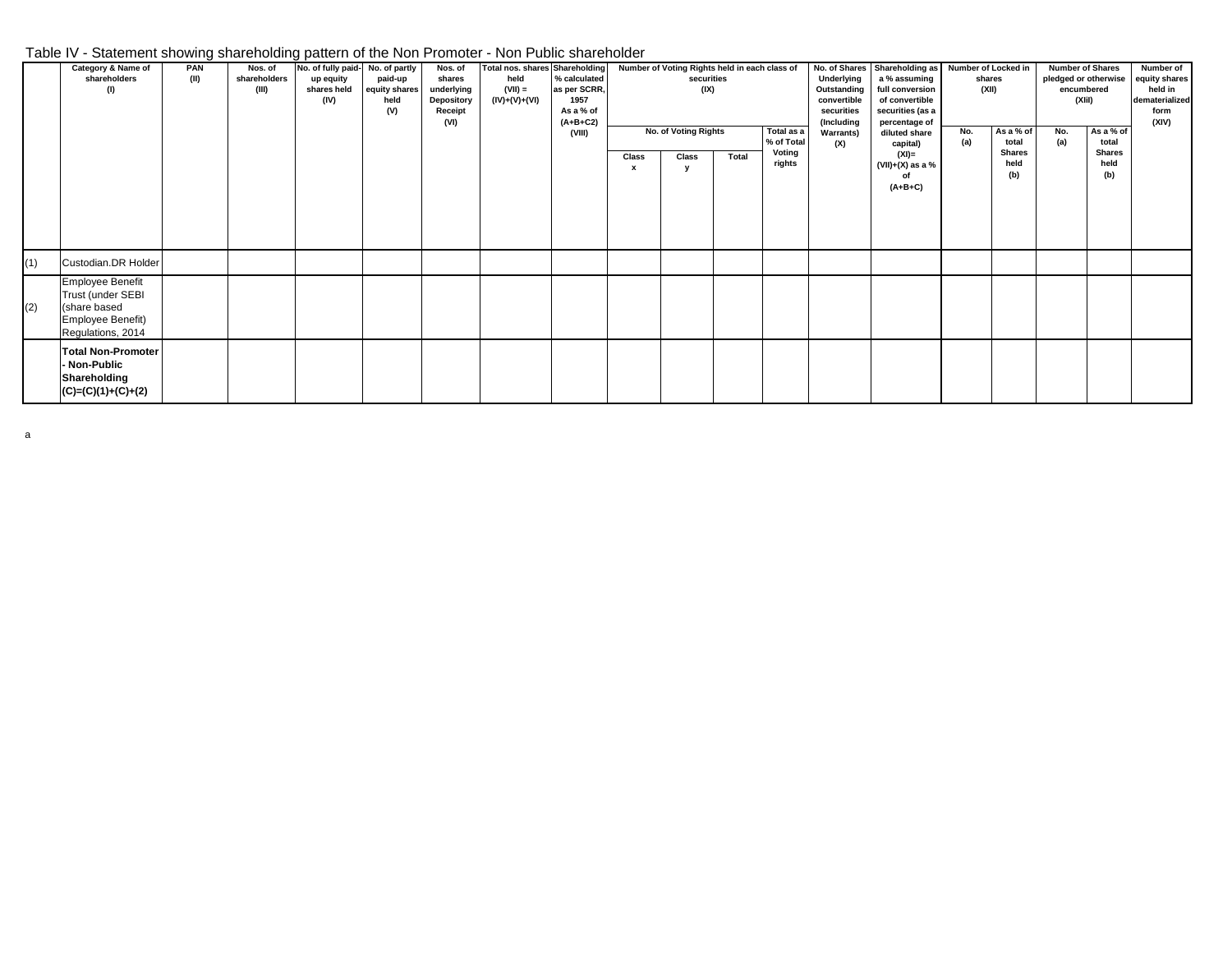## Table IV - Statement showing shareholding pattern of the Non Promoter - Non Public shareholder

| | Category & Name of shareholders (I) | PAN (II) | Nos. of shareholders (III) | No. of fully paid-up equity shares held (IV) | No. of partly paid-up equity shares held (V) | Nos. of shares underlying Depository Receipt (VI) | Total nos. shares held (VII) = (IV)+(V)+(VI) | Shareholding % calculated as per SCRR, 1957 As a % of (A+B+C2) (VIII) | Number of Voting Rights held in each class of securities (IX) | | | | No. of Shares Underlying Outstanding convertible securities (Including Warrants) (X) | Shareholding as a % assuming full conversion of convertible securities (as a percentage of diluted share capital) (XI)= (VII)+(X) as a % of (A+B+C) | Number of Locked in shares (XII) | | Number of Shares pledged or otherwise encumbered (XIII) | | Number of equity shares held in dematerialized form (XIV) |
|---|---|---|---|---|---|---|---|---|---|---|---|---|---|---|---|---|---|---|---|
| | | | | | | | | | No. of Voting Rights | | | Total as a % of Total Voting rights | | | No. (a) | As a % of total Shares held (b) | No. (a) | As a % of total Shares held (b) | |
| | | | | | | | | | Class x | Class y | Total | | | | | | | | |
| (1) | Custodian.DR Holder | | | | | | | | | | | | | | | | | | |
| (2) | Employee Benefit Trust (under SEBI (share based Employee Benefit) Regulations, 2014 | | | | | | | | | | | | | | | | | | |
| | **Total Non-Promoter - Non-Public Shareholding (C)=(C)(1)+(C)+(2)** | | | | | | | | | | | | | | | | | | |

a